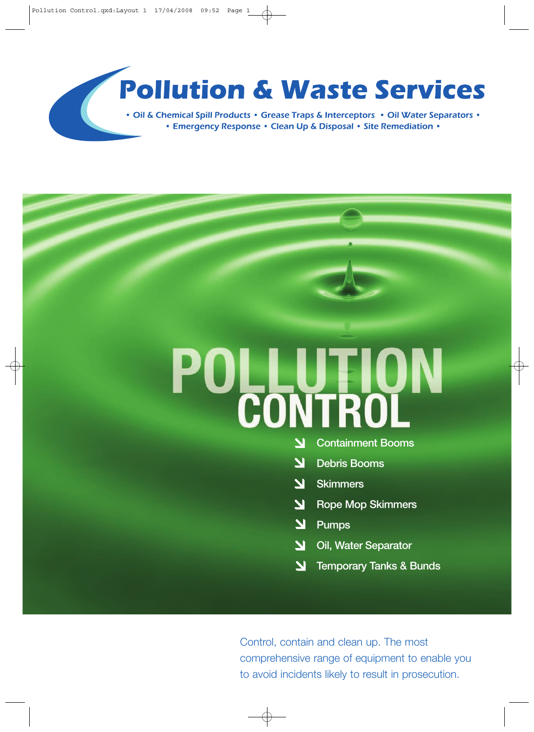# Pollution & Waste Services

• Oil & Chemical Spill Products • Grease Traps & Interceptors • Oil Water Separators •
• Emergency Response • Clean Up & Disposal • Site Remediation •

# POLLUTION CONTROL

- Containment Booms
- Debris Booms
- Skimmers
- Rope Mop Skimmers
- Pumps
- Oil, Water Separator
- Temporary Tanks & Bunds

Control, contain and clean up. The most comprehensive range of equipment to enable you to avoid incidents likely to result in prosecution.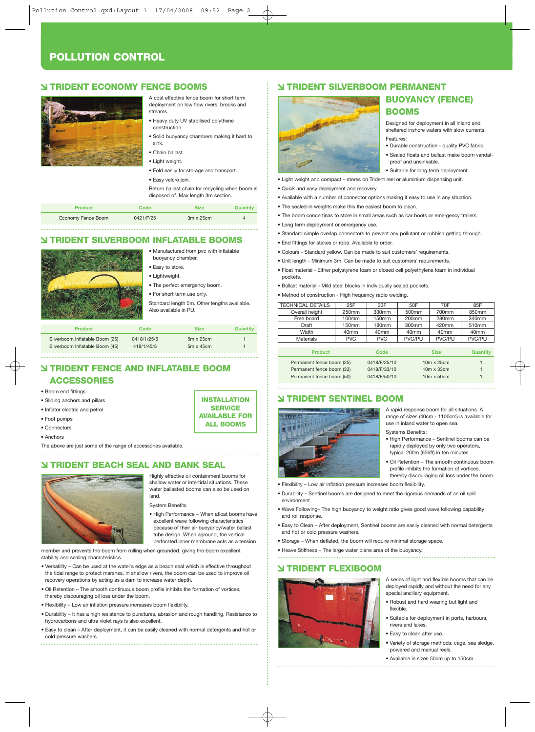# POLLUTION CONTROL

## TRIDENT ECONOMY FENCE BOOMS

A cost effective fence boom for short term deployment on low flow rivers, brooks and streams.

- Heavy duty UV stabilised polythene construction.
- Solid buoyancy chambers making it hard to sink.
- Chain ballast.
- Light weight.
- Fold easily for storage and transport.
- Easy velcro join.

Return ballast chain for recycling when boom is disposed of. Max length 3m section.

| Product | Code | Size | Quantity |
|---|---|---|---|
| Economy Fence Boom | 0421/F/25 | 3m x 25cm | 4 |

## TRIDENT SILVERBOOM INFLATABLE BOOMS

- Manufactured from pvc with inflatable buoyancy chamber.
- Easy to store.
- Lightweight.
- The perfect emergency boom.
- For short term use only.

Standard length 5m. Other lengths available. Also available in PU.

| Product | Code | Size | Quantity |
|---|---|---|---|
| Silverboom Inflatable Boom (25) | 0418/1/25/5 | 5m x 25cm | 1 |
| Silverboom Inflatable Boom (45) | 418/1/45/5 | 5m x 45cm | 1 |

## TRIDENT FENCE AND INFLATABLE BOOM ACCESSORIES

- Boom end fittings
- Sliding anchors and pillars
- Inflator electric and petrol
- Foot pumps
- Connectors
- Anchors

The above are just some of the range of accessories available.

**INSTALLATION SERVICE AVAILABLE FOR ALL BOOMS**

## TRIDENT BEACH SEAL AND BANK SEAL

Highly effective oil containment booms for shallow water or intertidal situations. These water ballasted booms can also be used on land.

System Benefits

- High Performance – When afloat booms have excellent wave following characteristics because of their air buoyancy/water ballast tube design. When aground, the vertical perforated inner membrane acts as a tension member and prevents the boom from rolling when grounded, giving the boom excellent stability and sealing characteristics.
- Versatility – Can be used at the water's edge as a beach seal which is effective throughout the tidal range to protect marshes. In shallow rivers, the boom can be used to improve oil recovery operations by acting as a dam to increase water depth.
- Oil Retention – The smooth continuous boom profile inhibits the formation of vortices, thereby discouraging oil loss under the boom.
- Flexibility – Low air inflation pressure increases boom flexibility.
- Durability – It has a high resistance to punctures, abrasion and rough handling. Resistance to hydrocarbons and ultra violet rays is also excellent.
- Easy to clean – After deployment, it can be easily cleaned with normal detergents and hot or cold pressure washers.

## TRIDENT SILVERBOOM PERMANENT BUOYANCY (FENCE) BOOMS

Designed for deployment in all inland and sheltered inshore waters with slow currents.

Features:

- Durable construction - quality PVC fabric.
- Sealed floats and ballast make boom vandal-proof and unsinkable.
- Suitable for long term deployment.
- Light weight and compact – stores on Trident reel or aluminium dispensing unit.
- Quick and easy deployment and recovery.
- Available with a number of connector options making it easy to use in any situation.
- The sealed-in weights make this the easiest boom to clean.
- The boom concertinas to store in small areas such as car boots or emergency trailers.
- Long term deployment or emergency use.
- Standard simple overlap connectors to prevent any pollutant or rubbish getting through.
- End fittings for stakes or rope. Available to order.
- Colours - Standard yellow. Can be made to suit customers' requirements.
- Unit length - Minimum 3m. Can be made to suit customers' requirements.
- Float material - Either polystyrene foam or closed cell polyethylene foam in individual pockets.
- Ballast material - Mild steel blocks in individually sealed pockets.
- Method of construction - High frequency radio welding.

| TECHNICAL DETAILS | 25F | 33F | 50F | 70F | 85F |
|---|---|---|---|---|---|
| Overall height | 250mm | 330mm | 500mm | 700mm | 850mm |
| Free board | 100mm | 150mm | 200mm | 280mm | 340mm |
| Draft | 150mm | 180mm | 300mm | 420mm | 510mm |
| Width | 40mm | 40mm | 40mm | 40mm | 40mm |
| Materials | PVC | PVC | PVC/PU | PVC/PU | PVC/PU |

| Product | Code | Size | Quantity |
|---|---|---|---|
| Permanent fence boom (25) | 0418/F/25/10 | 10m x 25cm | 1 |
| Permanent fence boom (33) | 0418/F/33/10 | 10m x 33cm | 1 |
| Permanent fence boom (50) | 0418/F/50/10 | 10m x 50cm | 1 |

## TRIDENT SENTINEL BOOM

A rapid response boom for all situations. A range of sizes (40cm - 1100cm) is available for use in inland water to open sea.

Systems Benefits:

- High Performance – Sentinel booms can be rapidly deployed by only two operators, typical 200m (656ft) in ten minutes.
- Oil Retention – The smooth continuous boom profile inhibits the formation of vortices, thereby discouraging oil loss under the boom.
- Flexibility – Low air inflation pressure increases boom flexibility.
- Durability – Sentinel booms are designed to meet the rigorous demands of an oil spill environment.
- Wave Following– The high buoyancy to weight ratio gives good wave following capability and roll response.
- Easy to Clean – After deployment, Sentinel booms are easily cleaned with normal detergents and hot or cold pressure washers.
- Storage – When deflated, the boom will require minimal storage space.
- Heave Stiffness – The large water plane area of the buoyancy.

## TRIDENT FLEXIBOOM

A series of light and flexible booms that can be deployed rapidly and without the need for any special ancillary equipment.

- Robust and hard wearing but light and flexible.
- Suitable for deployment in ports, harbours, rivers and lakes.
- Easy to clean after use.
- Variety of storage methods: cage, sea sledge, powered and manual reels.
- Available in sizes 50cm up to 150cm.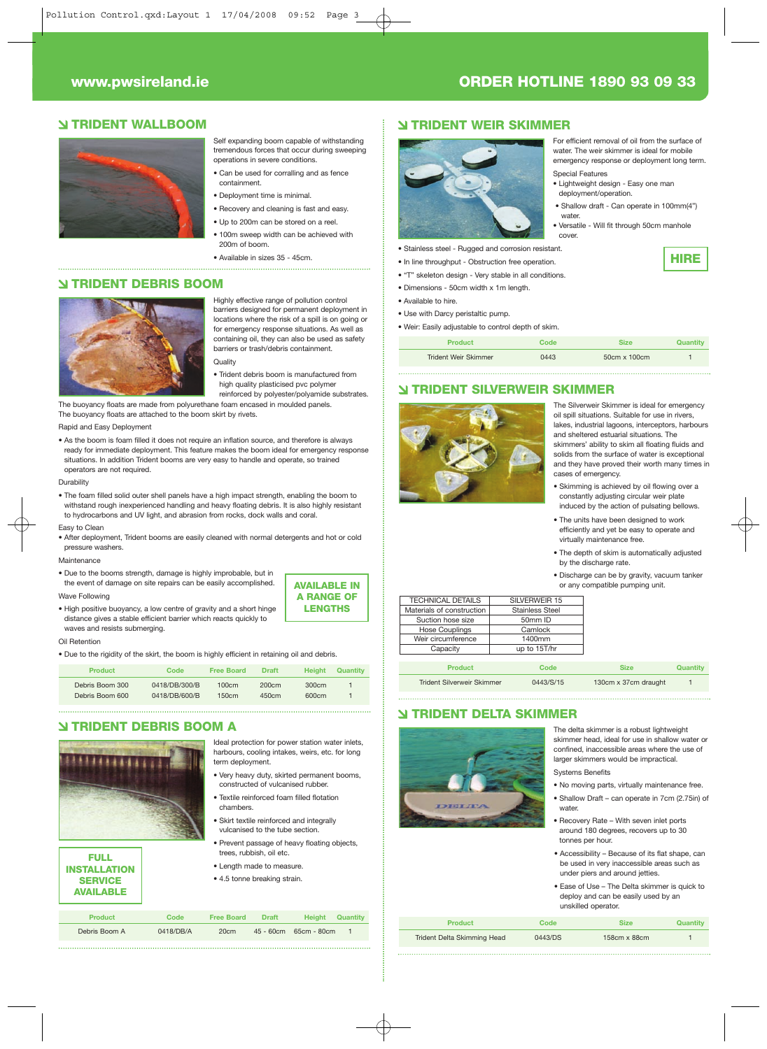www.pwsireland.ie

ORDER HOTLINE 1890 93 09 33

## TRIDENT WALLBOOM

Self expanding boom capable of withstanding tremendous forces that occur during sweeping operations in severe conditions.

- Can be used for corralling and as fence containment.
- Deployment time is minimal.
- Recovery and cleaning is fast and easy.
- Up to 200m can be stored on a reel.
- 100m sweep width can be achieved with 200m of boom.
- Available in sizes 35 - 45cm.

## TRIDENT DEBRIS BOOM

Highly effective range of pollution control barriers designed for permanent deployment in locations where the risk of a spill is on going or for emergency response situations. As well as containing oil, they can also be used as safety barriers or trash/debris containment.

Quality

- Trident debris boom is manufactured from high quality plasticised pvc polymer reinforced by polyester/polyamide substrates.

The buoyancy floats are made from polyurethane foam encased in moulded panels. The buoyancy floats are attached to the boom skirt by rivets.

Rapid and Easy Deployment

- As the boom is foam filled it does not require an inflation source, and therefore is always ready for immediate deployment. This feature makes the boom ideal for emergency response situations. In addition Trident booms are very easy to handle and operate, so trained operators are not required.

Durability

- The foam filled solid outer shell panels have a high impact strength, enabling the boom to withstand rough inexperienced handling and heavy floating debris. It is also highly resistant to hydrocarbons and UV light, and abrasion from rocks, dock walls and coral.

Easy to Clean

- After deployment, Trident booms are easily cleaned with normal detergents and hot or cold pressure washers.

Maintenance

- Due to the booms strength, damage is highly improbable, but in the event of damage on site repairs can be easily accomplished.

**AVAILABLE IN A RANGE OF LENGTHS**

Wave Following

- High positive buoyancy, a low centre of gravity and a short hinge distance gives a stable efficient barrier which reacts quickly to waves and resists submerging.

Oil Retention

- Due to the rigidity of the skirt, the boom is highly efficient in retaining oil and debris.

| Product | Code | Free Board | Draft | Height | Quantity |
|---|---|---|---|---|---|
| Debris Boom 300 | 0418/DB/300/B | 100cm | 200cm | 300cm | 1 |
| Debris Boom 600 | 0418/DB/600/B | 150cm | 450cm | 600cm | 1 |

## TRIDENT DEBRIS BOOM A

Ideal protection for power station water inlets, harbours, cooling intakes, weirs, etc. for long term deployment.

- Very heavy duty, skirted permanent booms, constructed of vulcanised rubber.
- Textile reinforced foam filled flotation chambers.
- Skirt textile reinforced and integrally vulcanised to the tube section.
- Prevent passage of heavy floating objects, trees, rubbish, oil etc.
- Length made to measure.
- 4.5 tonne breaking strain.

**FULL INSTALLATION SERVICE AVAILABLE**

| Product | Code | Free Board | Draft | Height | Quantity |
|---|---|---|---|---|---|
| Debris Boom A | 0418/DB/A | 20cm | 45 - 60cm | 65cm - 80cm | 1 |

## TRIDENT WEIR SKIMMER

For efficient removal of oil from the surface of water. The weir skimmer is ideal for mobile emergency response or deployment long term.

Special Features

- Lightweight design - Easy one man deployment/operation.
- Shallow draft - Can operate in 100mm(4") water.
- Versatile - Will fit through 50cm manhole cover.
- Stainless steel - Rugged and corrosion resistant.
- In line throughput - Obstruction free operation.
- "T" skeleton design - Very stable in all conditions.
- Dimensions - 50cm width x 1m length.
- Available to hire.
- Use with Darcy peristaltic pump.
- Weir: Easily adjustable to control depth of skim.

**HIRE**

| Product | Code | Size | Quantity |
|---|---|---|---|
| Trident Weir Skimmer | 0443 | 50cm x 100cm | 1 |

## TRIDENT SILVERWEIR SKIMMER

The Silverweir Skimmer is ideal for emergency oil spill situations. Suitable for use in rivers, lakes, industrial lagoons, interceptors, harbours and sheltered estuarial situations. The skimmers' ability to skim all floating fluids and solids from the surface of water is exceptional and they have proved their worth many times in cases of emergency.

- Skimming is achieved by oil flowing over a constantly adjusting circular weir plate induced by the action of pulsating bellows.
- The units have been designed to work efficiently and yet be easy to operate and virtually maintenance free.
- The depth of skim is automatically adjusted by the discharge rate.
- Discharge can be by gravity, vacuum tanker or any compatible pumping unit.

| TECHNICAL DETAILS | SILVERWEIR 15 |
|---|---|
| Materials of construction | Stainless Steel |
| Suction hose size | 50mm ID |
| Hose Couplings | Camlock |
| Weir circumference | 1400mm |
| Capacity | up to 15T/hr |

| Product | Code | Size | Quantity |
|---|---|---|---|
| Trident Silverweir Skimmer | 0443/S/15 | 130cm x 37cm draught | 1 |

## TRIDENT DELTA SKIMMER

The delta skimmer is a robust lightweight skimmer head, ideal for use in shallow water or confined, inaccessible areas where the use of larger skimmers would be impractical.

Systems Benefits

- No moving parts, virtually maintenance free.
- Shallow Draft – can operate in 7cm (2.75in) of water.
- Recovery Rate – With seven inlet ports around 180 degrees, recovers up to 30 tonnes per hour.
- Accessibility – Because of its flat shape, can be used in very inaccessible areas such as under piers and around jetties.
- Ease of Use – The Delta skimmer is quick to deploy and can be easily used by an unskilled operator.

| Product | Code | Size | Quantity |
|---|---|---|---|
| Trident Delta Skimming Head | 0443/DS | 158cm x 88cm | 1 |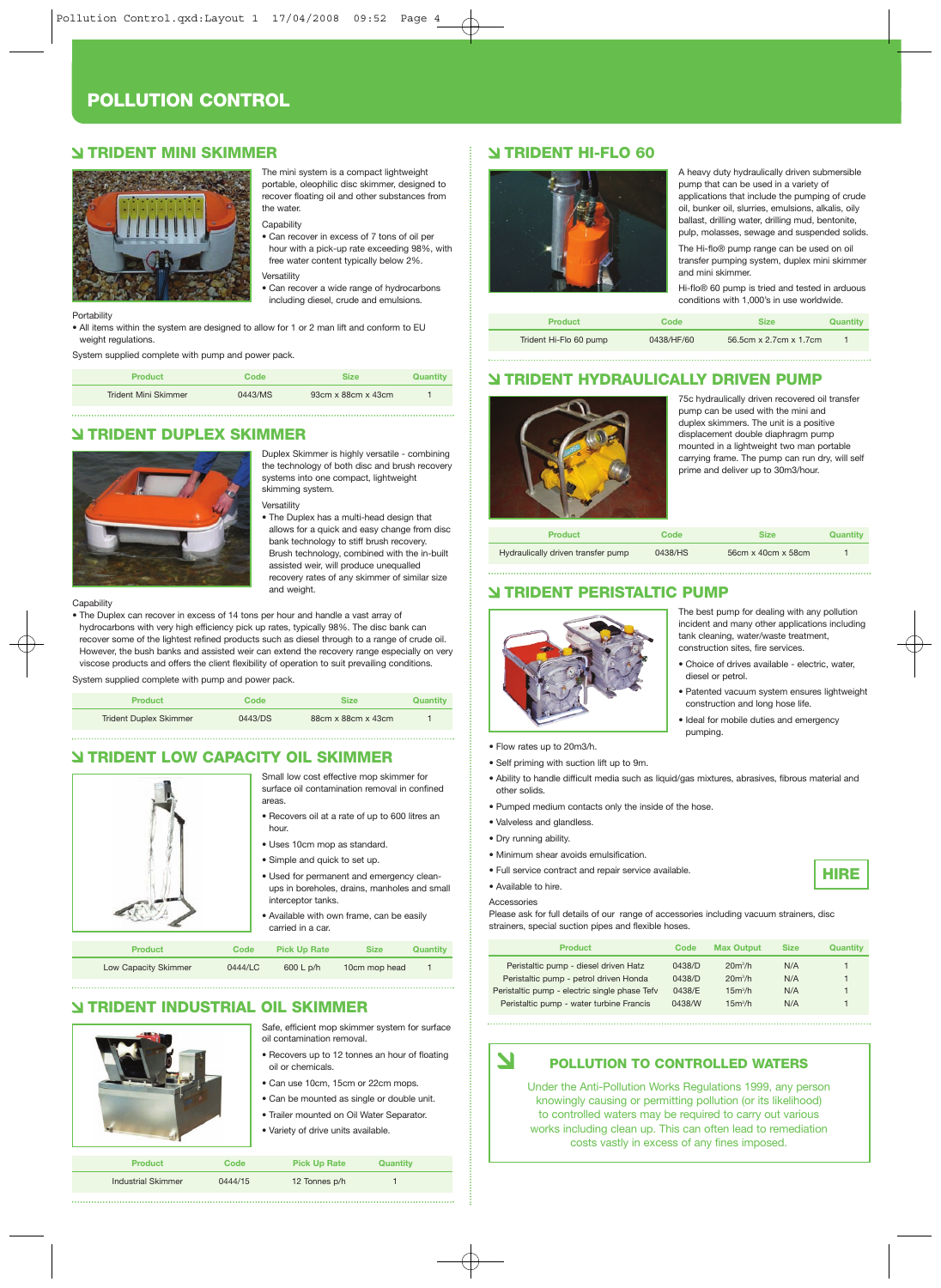# POLLUTION CONTROL

## TRIDENT MINI SKIMMER

The mini system is a compact lightweight portable, oleophilic disc skimmer, designed to recover floating oil and other substances from the water.

Capability

- Can recover in excess of 7 tons of oil per hour with a pick-up rate exceeding 98%, with free water content typically below 2%.

Versatility

- Can recover a wide range of hydrocarbons including diesel, crude and emulsions.

Portability

- All items within the system are designed to allow for 1 or 2 man lift and conform to EU weight regulations.

System supplied complete with pump and power pack.

| Product | Code | Size | Quantity |
|---|---|---|---|
| Trident Mini Skimmer | 0443/MS | 93cm x 88cm x 43cm | 1 |

## TRIDENT DUPLEX SKIMMER

Duplex Skimmer is highly versatile - combining the technology of both disc and brush recovery systems into one compact, lightweight skimming system.

Versatility

- The Duplex has a multi-head design that allows for a quick and easy change from disc bank technology to stiff brush recovery. Brush technology, combined with the in-built assisted weir, will produce unequalled recovery rates of any skimmer of similar size and weight.

Capability

- The Duplex can recover in excess of 14 tons per hour and handle a vast array of hydrocarbons with very high efficiency pick up rates, typically 98%. The disc bank can recover some of the lightest refined products such as diesel through to a range of crude oil. However, the bush banks and assisted weir can extend the recovery range especially on very viscose products and offers the client flexibility of operation to suit prevailing conditions.

System supplied complete with pump and power pack.

| Product | Code | Size | Quantity |
|---|---|---|---|
| Trident Duplex Skimmer | 0443/DS | 88cm x 88cm x 43cm | 1 |

## TRIDENT LOW CAPACITY OIL SKIMMER

Small low cost effective mop skimmer for surface oil contamination removal in confined areas.

- Recovers oil at a rate of up to 600 litres an hour.
- Uses 10cm mop as standard.
- Simple and quick to set up.
- Used for permanent and emergency clean-ups in boreholes, drains, manholes and small interceptor tanks.
- Available with own frame, can be easily carried in a car.

| Product | Code | Pick Up Rate | Size | Quantity |
|---|---|---|---|---|
| Low Capacity Skimmer | 0444/LC | 600 L p/h | 10cm mop head | 1 |

## TRIDENT INDUSTRIAL OIL SKIMMER

Safe, efficient mop skimmer system for surface oil contamination removal.

- Recovers up to 12 tonnes an hour of floating oil or chemicals.
- Can use 10cm, 15cm or 22cm mops.
- Can be mounted as single or double unit.
- Trailer mounted on Oil Water Separator.
- Variety of drive units available.

| Product | Code | Pick Up Rate | Quantity |
|---|---|---|---|
| Industrial Skimmer | 0444/15 | 12 Tonnes p/h | 1 |

## TRIDENT HI-FLO 60

A heavy duty hydraulically driven submersible pump that can be used in a variety of applications that include the pumping of crude oil, bunker oil, slurries, emulsions, alkalis, oily ballast, drilling water, drilling mud, bentonite, pulp, molasses, sewage and suspended solids.

The Hi-flo® pump range can be used on oil transfer pumping system, duplex mini skimmer and mini skimmer.

Hi-flo® 60 pump is tried and tested in arduous conditions with 1,000's in use worldwide.

| Product | Code | Size | Quantity |
|---|---|---|---|
| Trident Hi-Flo 60 pump | 0438/HF/60 | 56.5cm x 2.7cm x 1.7cm | 1 |

## TRIDENT HYDRAULICALLY DRIVEN PUMP

75c hydraulically driven recovered oil transfer pump can be used with the mini and duplex skimmers. The unit is a positive displacement double diaphragm pump mounted in a lightweight two man portable carrying frame. The pump can run dry, will self prime and deliver up to 30m3/hour.

| Product | Code | Size | Quantity |
|---|---|---|---|
| Hydraulically driven transfer pump | 0438/HS | 56cm x 40cm x 58cm | 1 |

## TRIDENT PERISTALTIC PUMP

The best pump for dealing with any pollution incident and many other applications including tank cleaning, water/waste treatment, construction sites, fire services.

- Choice of drives available - electric, water, diesel or petrol.
- Patented vacuum system ensures lightweight construction and long hose life.
- Ideal for mobile duties and emergency pumping.
- Flow rates up to 20m3/h.
- Self priming with suction lift up to 9m.
- Ability to handle difficult media such as liquid/gas mixtures, abrasives, fibrous material and other solids.
- Pumped medium contacts only the inside of the hose.
- Valveless and glandless.
- Dry running ability.
- Minimum shear avoids emulsification.
- Full service contract and repair service available.
- Available to hire.

**HIRE**

Accessories

Please ask for full details of our range of accessories including vacuum strainers, disc strainers, special suction pipes and flexible hoses.

| Product | Code | Max Output | Size | Quantity |
|---|---|---|---|---|
| Peristaltic pump - diesel driven Hatz | 0438/D | 20m³/h | N/A | 1 |
| Peristaltic pump - petrol driven Honda | 0438/D | 20m³/h | N/A | 1 |
| Peristaltic pump - electric single phase Tefv | 0438/E | 15m³/h | N/A | 1 |
| Peristaltic pump - water turbine Francis | 0438/W | 15m³/h | N/A | 1 |

## POLLUTION TO CONTROLLED WATERS

Under the Anti-Pollution Works Regulations 1999, any person knowingly causing or permitting pollution (or its likelihood) to controlled waters may be required to carry out various works including clean up. This can often lead to remediation costs vastly in excess of any fines imposed.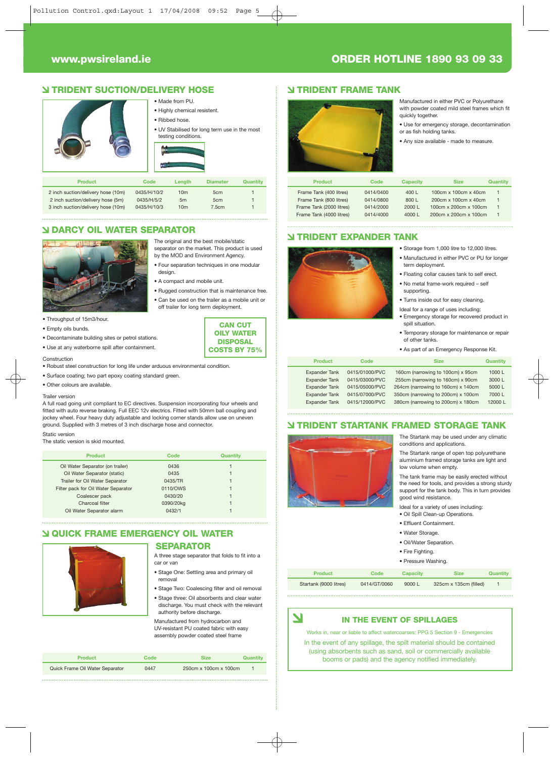www.pwsireland.ie

ORDER HOTLINE 1890 93 09 33

## TRIDENT SUCTION/DELIVERY HOSE

- Made from PU.
- Highly chemical resistent.
- Ribbed hose.
- UV Stabilised for long term use in the most testing conditions.

| Product | Code | Length | Diameter | Quantity |
|---|---|---|---|---|
| 2 inch suction/delivery hose (10m) | 0435/H/10/2 | 10m | 5cm | 1 |
| 2 inch suction/delivery hose (5m) | 0435/H/5/2 | 5m | 5cm | 1 |
| 3 inch suction/delivery hose (10m) | 0435/H/10/3 | 10m | 7.5cm | 1 |

## DARCY OIL WATER SEPARATOR

The original and the best mobile/static separator on the market. This product is used by the MOD and Environment Agency.

- Four separation techniques in one modular design.
- A compact and mobile unit.
- Rugged construction that is maintenance free.
- Can be used on the trailer as a mobile unit or off trailer for long term deployment.
- Throughput of 15m3/hour.
- Empty oils bunds.
- Decontaminate building sites or petrol stations.
- Use at any waterborne spill after containment.

**CAN CUT OILY WATER DISPOSAL COSTS BY 75%**

Construction

- Robust steel construction for long life under arduous environmental condition.
- Surface coating; two part epoxy coating standard green.
- Other colours are available.

Trailer version

A full road going unit compliant to EC directives. Suspension incorporating four wheels and fitted with auto reverse braking. Full EEC 12v electrics. Fitted with 50mm ball coupling and jockey wheel. Four heavy duty adjustable and locking corner stands allow use on uneven ground. Supplied with 3 metres of 3 inch discharge hose and connector.

Static version

The static version is skid mounted.

| Product | Code | Quantity |
|---|---|---|
| Oil Water Separator (on trailer) | 0436 | 1 |
| Oil Water Separator (static) | 0435 | 1 |
| Trailer for Oil Water Separator | 0435/TR | 1 |
| Filter pack for Oil Water Separator | 0110/OWS | 1 |
| Coalescer pack | 0430/20 | 1 |
| Charcoal filter | 0390/20kg | 1 |
| Oil Water Separator alarm | 0432/1 | 1 |

## QUICK FRAME EMERGENCY OIL WATER SEPARATOR

A three stage separator that folds to fit into a car or van

- Stage One: Settling area and primary oil removal
- Stage Two: Coalescing filter and oil removal
- Stage three: Oil absorbents and clear water discharge. You must check with the relevant authority before discharge.

Manufactured from hydrocarbon and UV-resistant PU coated fabric with easy assembly powder coated steel frame

| Product | Code | Size | Quantity |
|---|---|---|---|
| Quick Frame Oil Water Separator | 0447 | 250cm x 100cm x 100cm | 1 |

## TRIDENT FRAME TANK

Manufactured in either PVC or Polyurethane with powder coated mild steel frames which fit quickly together.

- Use for emergency storage, decontamination or as fish holding tanks.
- Any size available - made to measure.

| Product | Code | Capacity | Size | Quantity |
|---|---|---|---|---|
| Frame Tank (400 litres) | 0414/0400 | 400 L | 100cm x 100cm x 40cm | 1 |
| Frame Tank (800 litres) | 0414/0800 | 800 L | 200cm x 100cm x 40cm | 1 |
| Frame Tank (2000 litres) | 0414/2000 | 2000 L | 100cm x 200cm x 100cm | 1 |
| Frame Tank (4000 litres) | 0414/4000 | 4000 L | 200cm x 200cm x 100cm | 1 |

## TRIDENT EXPANDER TANK

- Storage from 1,000 litre to 12,000 litres.
- Manufactured in either PVC or PU for longer term deployment.
- Floating collar causes tank to self erect.
- No metal frame-work required – self supporting.
- Turns inside out for easy cleaning.

Ideal for a range of uses including:

- Emergency storage for recovered product in spill situation.
- Temporary storage for maintenance or repair of other tanks.
- As part of an Emergency Response Kit.

| Product | Code | Size | Quantity |
|---|---|---|---|
| Expander Tank | 0415/01000/PVC | 160cm (narrowing to 100cm) x 95cm | 1000 L |
| Expander Tank | 0415/03000/PVC | 255cm (narrowing to 160cm) x 90cm | 3000 L |
| Expander Tank | 0415/05000/PVC | 264cm (narrowing to 160cm) x 140cm | 5000 L |
| Expander Tank | 0415/07000/PVC | 350cm (narrowing to 200cm) x 100cm | 7000 L |
| Expander Tank | 0415/12000/PVC | 380cm (narrowing to 200cm) x 180cm | 12000 L |

## TRIDENT STARTANK FRAMED STORAGE TANK

The Startank may be used under any climatic conditions and applications.

The Startank range of open top polyurethane aluminium framed storage tanks are light and low volume when empty.

The tank frame may be easily erected without the need for tools, and provides a strong sturdy support for the tank body. This in turn provides good wind resistance.

Ideal for a variety of uses including:

- Oil Spill Clean-up Operations.
- Effluent Containment.
- Water Storage.
- Oil/Water Separation.
- Fire Fighting.
- Pressure Washing.

| Product | Code | Capacity | Size | Quantity |
|---|---|---|---|---|
| Startank (9000 litres) | 0414/GT/0060 | 9000 L | 325cm x 135cm (filled) | 1 |

## IN THE EVENT OF SPILLAGES

Works in, near or liable to affect watercoarses: PPG 5 Section 9 - Emergencies

In the event of any spillage, the spilt material should be contained (using absorbents such as sand, soil or commercially available booms or pads) and the agency notified immediately.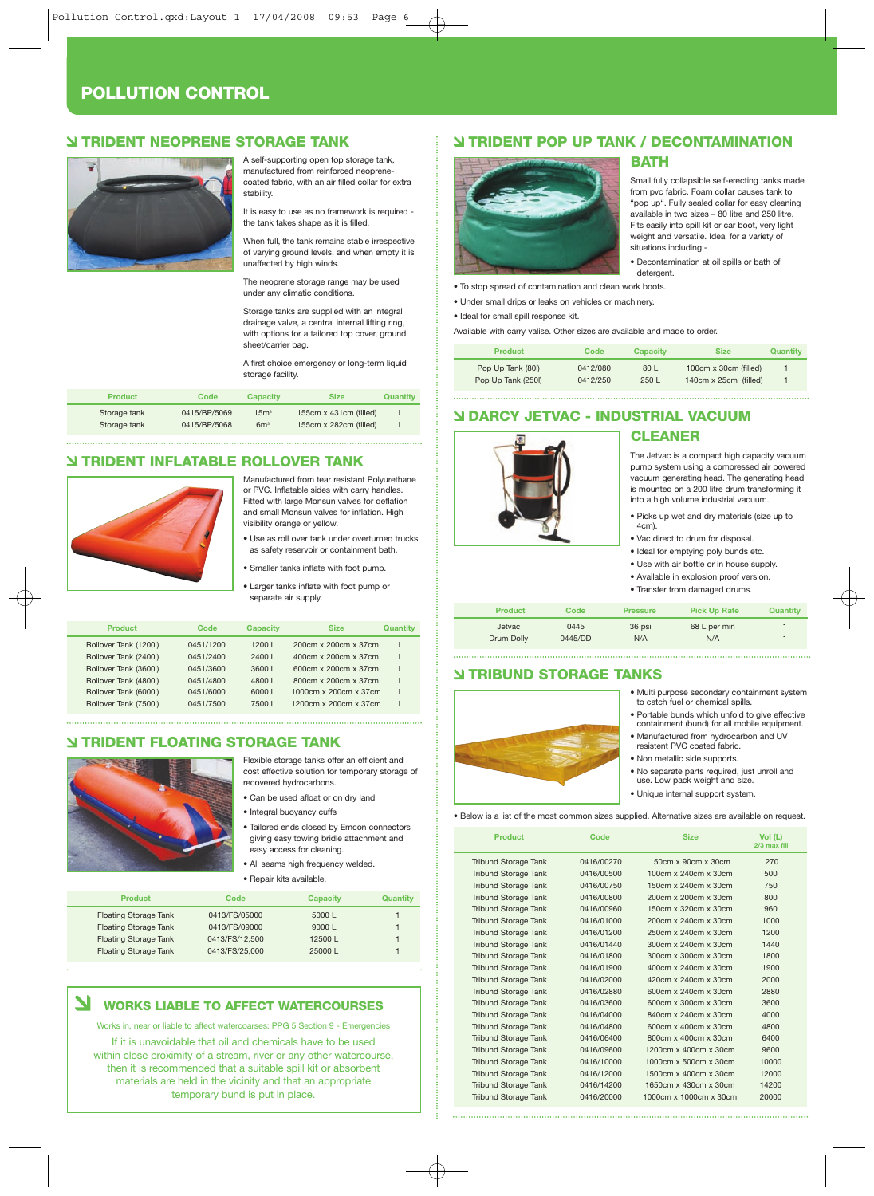# POLLUTION CONTROL

## TRIDENT NEOPRENE STORAGE TANK

A self-supporting open top storage tank, manufactured from reinforced neoprene-coated fabric, with an air filled collar for extra stability.

It is easy to use as no framework is required - the tank takes shape as it is filled.

When full, the tank remains stable irrespective of varying ground levels, and when empty it is unaffected by high winds.

The neoprene storage range may be used under any climatic conditions.

Storage tanks are supplied with an integral drainage valve, a central internal lifting ring, with options for a tailored top cover, ground sheet/carrier bag.

A first choice emergency or long-term liquid storage facility.

| Product | Code | Capacity | Size | Quantity |
|---|---|---|---|---|
| Storage tank | 0415/BP/5069 | 15m³ | 155cm x 431cm (filled) | 1 |
| Storage tank | 0415/BP/5068 | 6m³ | 155cm x 282cm (filled) | 1 |

## TRIDENT INFLATABLE ROLLOVER TANK

Manufactured from tear resistant Polyurethane or PVC. Inflatable sides with carry handles. Fitted with large Monsun valves for deflation and small Monsun valves for inflation. High visibility orange or yellow.

- Use as roll over tank under overturned trucks as safety reservoir or containment bath.
- Smaller tanks inflate with foot pump.
- Larger tanks inflate with foot pump or separate air supply.

| Product | Code | Capacity | Size | Quantity |
|---|---|---|---|---|
| Rollover Tank (1200l) | 0451/1200 | 1200 L | 200cm x 200cm x 37cm | 1 |
| Rollover Tank (2400l) | 0451/2400 | 2400 L | 400cm x 200cm x 37cm | 1 |
| Rollover Tank (3600l) | 0451/3600 | 3600 L | 600cm x 200cm x 37cm | 1 |
| Rollover Tank (4800l) | 0451/4800 | 4800 L | 800cm x 200cm x 37cm | 1 |
| Rollover Tank (6000l) | 0451/6000 | 6000 L | 1000cm x 200cm x 37cm | 1 |
| Rollover Tank (7500l) | 0451/7500 | 7500 L | 1200cm x 200cm x 37cm | 1 |

## TRIDENT FLOATING STORAGE TANK

Flexible storage tanks offer an efficient and cost effective solution for temporary storage of recovered hydrocarbons.

- Can be used afloat or on dry land
- Integral buoyancy cuffs
- Tailored ends closed by Emcon connectors giving easy towing bridle attachment and easy access for cleaning.
- All seams high frequency welded.
- Repair kits available.

| Product | Code | Capacity | Quantity |
|---|---|---|---|
| Floating Storage Tank | 0413/FS/05000 | 5000 L | 1 |
| Floating Storage Tank | 0413/FS/09000 | 9000 L | 1 |
| Floating Storage Tank | 0413/FS/12,500 | 12500 L | 1 |
| Floating Storage Tank | 0413/FS/25,000 | 25000 L | 1 |

## WORKS LIABLE TO AFFECT WATERCOURSES

Works in, near or liable to affect watercoarses: PPG 5 Section 9 - Emergencies

If it is unavoidable that oil and chemicals have to be used within close proximity of a stream, river or any other watercourse, then it is recommended that a suitable spill kit or absorbent materials are held in the vicinity and that an appropriate temporary bund is put in place.

## TRIDENT POP UP TANK / DECONTAMINATION BATH

Small fully collapsible self-erecting tanks made from pvc fabric. Foam collar causes tank to "pop up". Fully sealed collar for easy cleaning available in two sizes – 80 litre and 250 litre. Fits easily into spill kit or car boot, very light weight and versatile. Ideal for a variety of situations including:-

- Decontamination at oil spills or bath of detergent.
- To stop spread of contamination and clean work boots.
- Under small drips or leaks on vehicles or machinery.
- Ideal for small spill response kit.

Available with carry valise. Other sizes are available and made to order.

| Product | Code | Capacity | Size | Quantity |
|---|---|---|---|---|
| Pop Up Tank (80l) | 0412/080 | 80 L | 100cm x 30cm (filled) | 1 |
| Pop Up Tank (250l) | 0412/250 | 250 L | 140cm x 25cm (filled) | 1 |

## DARCY JETVAC - INDUSTRIAL VACUUM CLEANER

The Jetvac is a compact high capacity vacuum pump system using a compressed air powered vacuum generating head. The generating head is mounted on a 200 litre drum transforming it into a high volume industrial vacuum.

- Picks up wet and dry materials (size up to 4cm).
- Vac direct to drum for disposal.
- Ideal for emptying poly bunds etc.
- Use with air bottle or in house supply.
- Available in explosion proof version.
- Transfer from damaged drums.

| Product | Code | Pressure | Pick Up Rate | Quantity |
|---|---|---|---|---|
| Jetvac | 0445 | 36 psi | 68 L per min | 1 |
| Drum Dolly | 0445/DD | N/A | N/A | 1 |

## TRIBUND STORAGE TANKS

- Multi purpose secondary containment system to catch fuel or chemical spills.
- Portable bunds which unfold to give effective containment (bund) for all mobile equipment.
- Manufactured from hydrocarbon and UV resistent PVC coated fabric.
- Non metallic side supports.
- No separate parts required, just unroll and use. Low pack weight and size.
- Unique internal support system.
- Below is a list of the most common sizes supplied. Alternative sizes are available on request.

| Product | Code | Size | Vol (L) 2/3 max fill |
|---|---|---|---|
| Tribund Storage Tank | 0416/00270 | 150cm x 90cm x 30cm | 270 |
| Tribund Storage Tank | 0416/00500 | 100cm x 240cm x 30cm | 500 |
| Tribund Storage Tank | 0416/00750 | 150cm x 240cm x 30cm | 750 |
| Tribund Storage Tank | 0416/00800 | 200cm x 200cm x 30cm | 800 |
| Tribund Storage Tank | 0416/00960 | 150cm x 320cm x 30cm | 960 |
| Tribund Storage Tank | 0416/01000 | 200cm x 240cm x 30cm | 1000 |
| Tribund Storage Tank | 0416/01200 | 250cm x 240cm x 30cm | 1200 |
| Tribund Storage Tank | 0416/01440 | 300cm x 240cm x 30cm | 1440 |
| Tribund Storage Tank | 0416/01800 | 300cm x 300cm x 30cm | 1800 |
| Tribund Storage Tank | 0416/01900 | 400cm x 240cm x 30cm | 1900 |
| Tribund Storage Tank | 0416/02000 | 420cm x 240cm x 30cm | 2000 |
| Tribund Storage Tank | 0416/02880 | 600cm x 240cm x 30cm | 2880 |
| Tribund Storage Tank | 0416/03600 | 600cm x 300cm x 30cm | 3600 |
| Tribund Storage Tank | 0416/04000 | 840cm x 240cm x 30cm | 4000 |
| Tribund Storage Tank | 0416/04800 | 600cm x 400cm x 30cm | 4800 |
| Tribund Storage Tank | 0416/06400 | 800cm x 400cm x 30cm | 6400 |
| Tribund Storage Tank | 0416/09600 | 1200cm x 400cm x 30cm | 9600 |
| Tribund Storage Tank | 0416/10000 | 1000cm x 500cm x 30cm | 10000 |
| Tribund Storage Tank | 0416/12000 | 1500cm x 400cm x 30cm | 12000 |
| Tribund Storage Tank | 0416/14200 | 1650cm x 430cm x 30cm | 14200 |
| Tribund Storage Tank | 0416/20000 | 1000cm x 1000cm x 30cm | 20000 |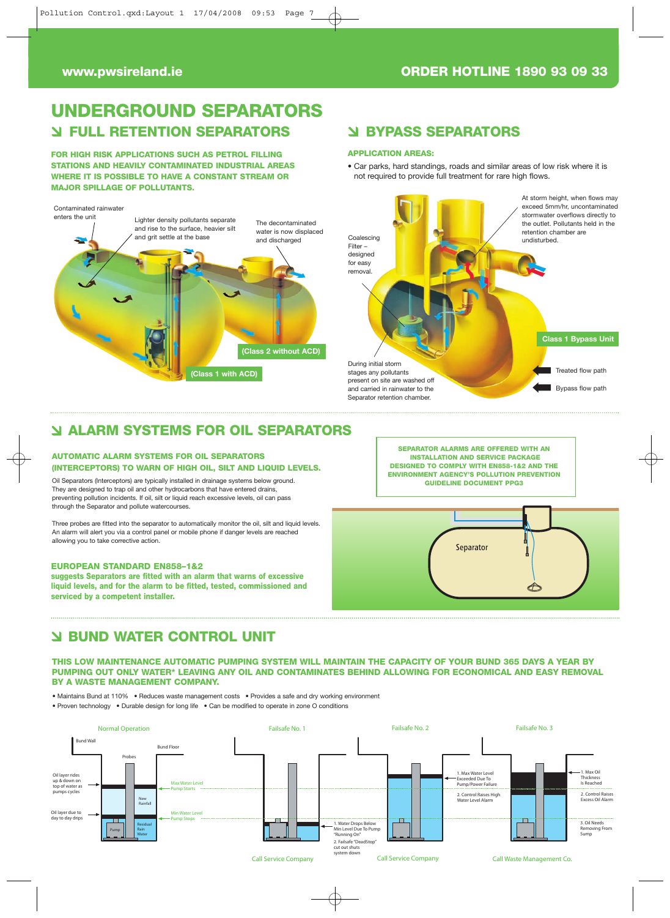www.pwsireland.ie

ORDER HOTLINE 1890 93 09 33

# UNDERGROUND SEPARATORS

## FULL RETENTION SEPARATORS

**FOR HIGH RISK APPLICATIONS SUCH AS PETROL FILLING STATIONS AND HEAVILY CONTAMINATED INDUSTRIAL AREAS WHERE IT IS POSSIBLE TO HAVE A CONSTANT STREAM OR MAJOR SPILLAGE OF POLLUTANTS.**

Contaminated rainwater enters the unit

Lighter density pollutants separate and rise to the surface, heavier silt and grit settle at the base

The decontaminated water is now displaced and discharged

(Class 2 without ACD)

(Class 1 with ACD)

## BYPASS SEPARATORS

**APPLICATION AREAS:**

- Car parks, hard standings, roads and similar areas of low risk where it is not required to provide full treatment for rare high flows.

Coalescing Filter – designed for easy removal.

At storm height, when flows may exceed 5mm/hr, uncontaminated stormwater overflows directly to the outlet. Pollutants held in the retention chamber are undisturbed.

Class 1 Bypass Unit

During initial storm stages any pollutants present on site are washed off and carried in rainwater to the Separator retention chamber.

Treated flow path

Bypass flow path

## ALARM SYSTEMS FOR OIL SEPARATORS

**AUTOMATIC ALARM SYSTEMS FOR OIL SEPARATORS (INTERCEPTORS) TO WARN OF HIGH OIL, SILT AND LIQUID LEVELS.**

Oil Separators (Interceptors) are typically installed in drainage systems below ground. They are designed to trap oil and other hydrocarbons that have entered drains, preventing pollution incidents. If oil, silt or liquid reach excessive levels, oil can pass through the Separator and pollute watercourses.

Three probes are fitted into the separator to automatically monitor the oil, silt and liquid levels. An alarm will alert you via a control panel or mobile phone if danger levels are reached allowing you to take corrective action.

**EUROPEAN STANDARD EN858–1&2**

**suggests Separators are fitted with an alarm that warns of excessive liquid levels, and for the alarm to be fitted, tested, commissioned and serviced by a competent installer.**

**SEPARATOR ALARMS ARE OFFERED WITH AN INSTALLATION AND SERVICE PACKAGE DESIGNED TO COMPLY WITH EN858-1&2 AND THE ENVIRONMENT AGENCY'S POLLUTION PREVENTION GUIDELINE DOCUMENT PPG3**

Separator

## BUND WATER CONTROL UNIT

**THIS LOW MAINTENANCE AUTOMATIC PUMPING SYSTEM WILL MAINTAIN THE CAPACITY OF YOUR BUND 365 DAYS A YEAR BY PUMPING OUT ONLY WATER* LEAVING ANY OIL AND CONTAMINATES BEHIND ALLOWING FOR ECONOMICAL AND EASY REMOVAL BY A WASTE MANAGEMENT COMPANY.**

- Maintains Bund at 110%
- Reduces waste management costs
- Provides a safe and dry working environment
- Proven technology
- Durable design for long life
- Can be modified to operate in zone O conditions

**Normal Operation**

Bund Wall; Bund Floor; Probes; Oil layer rides up & down on top of water as pumps cycles; Oil layer due to day to day drips; New Rainfall; Residual Rain Water; Pump; Max Water Level Pump Starts; Min Water Level Pump Stops

**Failsafe No. 1**

1. Water Drops Below Min Level Due To Pump "Running On"
2. Failsafe "DeadStop" cut out shuts system down

Call Service Company

**Failsafe No. 2**

1. Max Water Level Exceeded Due To Pump/Power Failure
2. Control Raises High Water Level Alarm

Call Service Company

**Failsafe No. 3**

1. Max Oil Thickness Is Reached
2. Control Raises Excess Oil Alarm
3. Oil Needs Removing From Sump

Call Waste Management Co.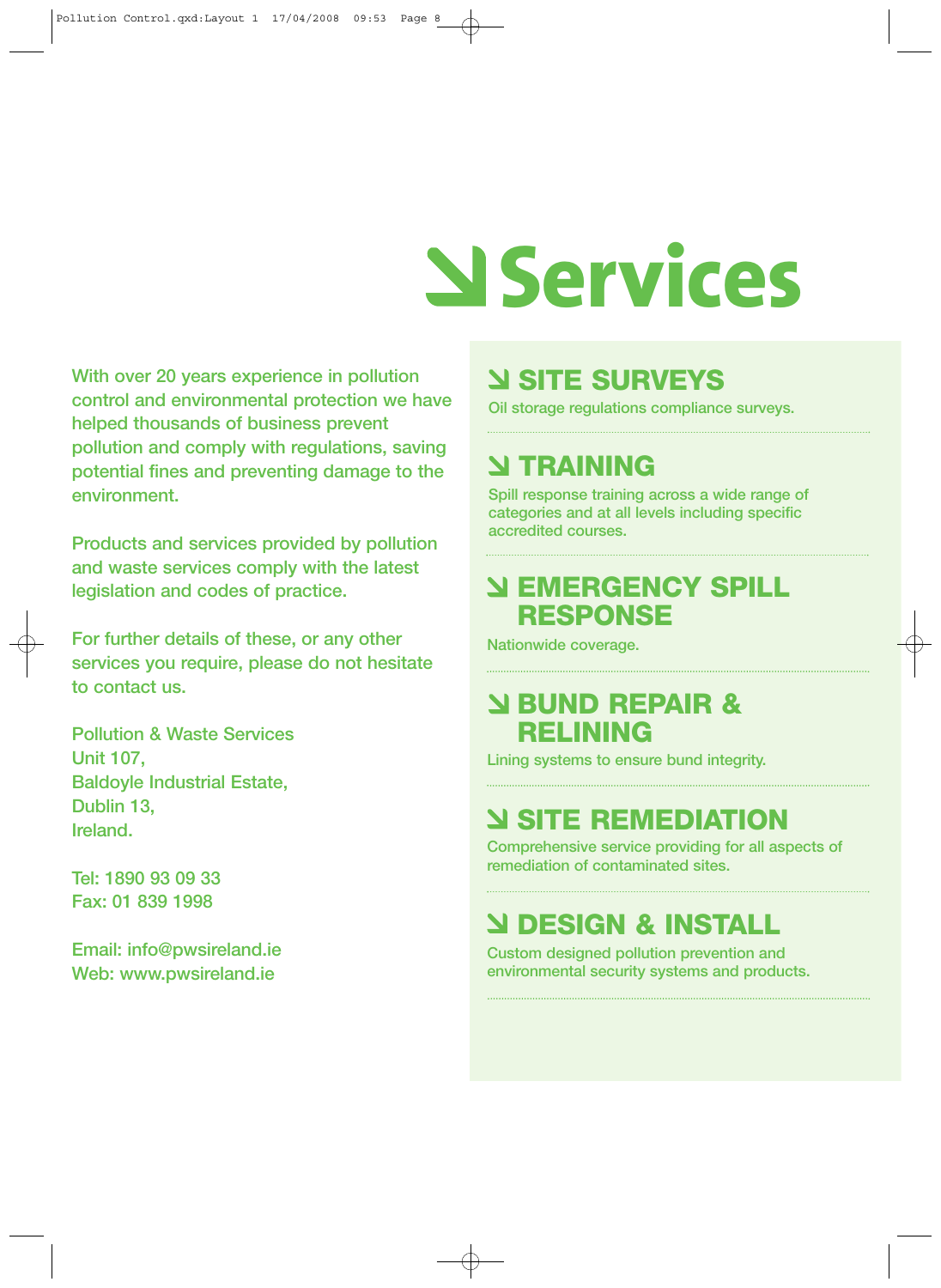# ↘ Services

With over 20 years experience in pollution control and environmental protection we have helped thousands of business prevent pollution and comply with regulations, saving potential fines and preventing damage to the environment.

Products and services provided by pollution and waste services comply with the latest legislation and codes of practice.

For further details of these, or any other services you require, please do not hesitate to contact us.

Pollution & Waste Services
Unit 107,
Baldoyle Industrial Estate,
Dublin 13,
Ireland.

Tel: 1890 93 09 33
Fax: 01 839 1998

Email: info@pwsireland.ie
Web: www.pwsireland.ie

## ↘ SITE SURVEYS

Oil storage regulations compliance surveys.

## ↘ TRAINING

Spill response training across a wide range of categories and at all levels including specific accredited courses.

## ↘ EMERGENCY SPILL RESPONSE

Nationwide coverage.

## ↘ BUND REPAIR & RELINING

Lining systems to ensure bund integrity.

## ↘ SITE REMEDIATION

Comprehensive service providing for all aspects of remediation of contaminated sites.

## ↘ DESIGN & INSTALL

Custom designed pollution prevention and environmental security systems and products.